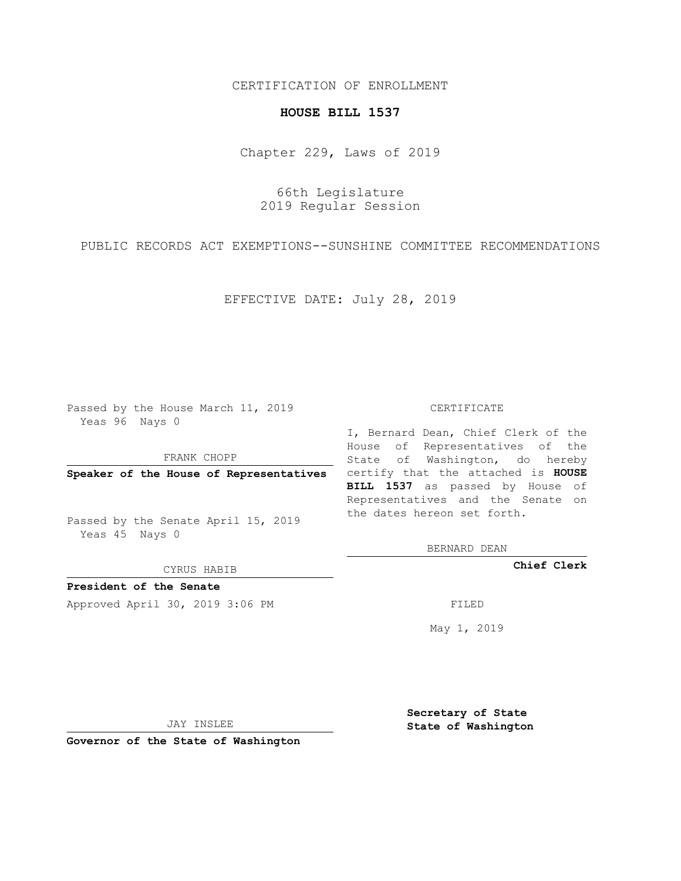CERTIFICATION OF ENROLLMENT

**HOUSE BILL 1537**

Chapter 229, Laws of 2019

66th Legislature
2019 Regular Session

PUBLIC RECORDS ACT EXEMPTIONS--SUNSHINE COMMITTEE RECOMMENDATIONS

EFFECTIVE DATE: July 28, 2019

Passed by the House March 11, 2019
Yeas 96 Nays 0

FRANK CHOPP

**Speaker of the House of Representatives**

Passed by the Senate April 15, 2019
Yeas 45 Nays 0

CYRUS HABIB

**President of the Senate**

Approved April 30, 2019 3:06 PM

JAY INSLEE

**Governor of the State of Washington**

CERTIFICATE

I, Bernard Dean, Chief Clerk of the House of Representatives of the State of Washington, do hereby certify that the attached is **HOUSE BILL 1537** as passed by House of Representatives and the Senate on the dates hereon set forth.

BERNARD DEAN

**Chief Clerk**

FILED

May 1, 2019

**Secretary of State**
**State of Washington**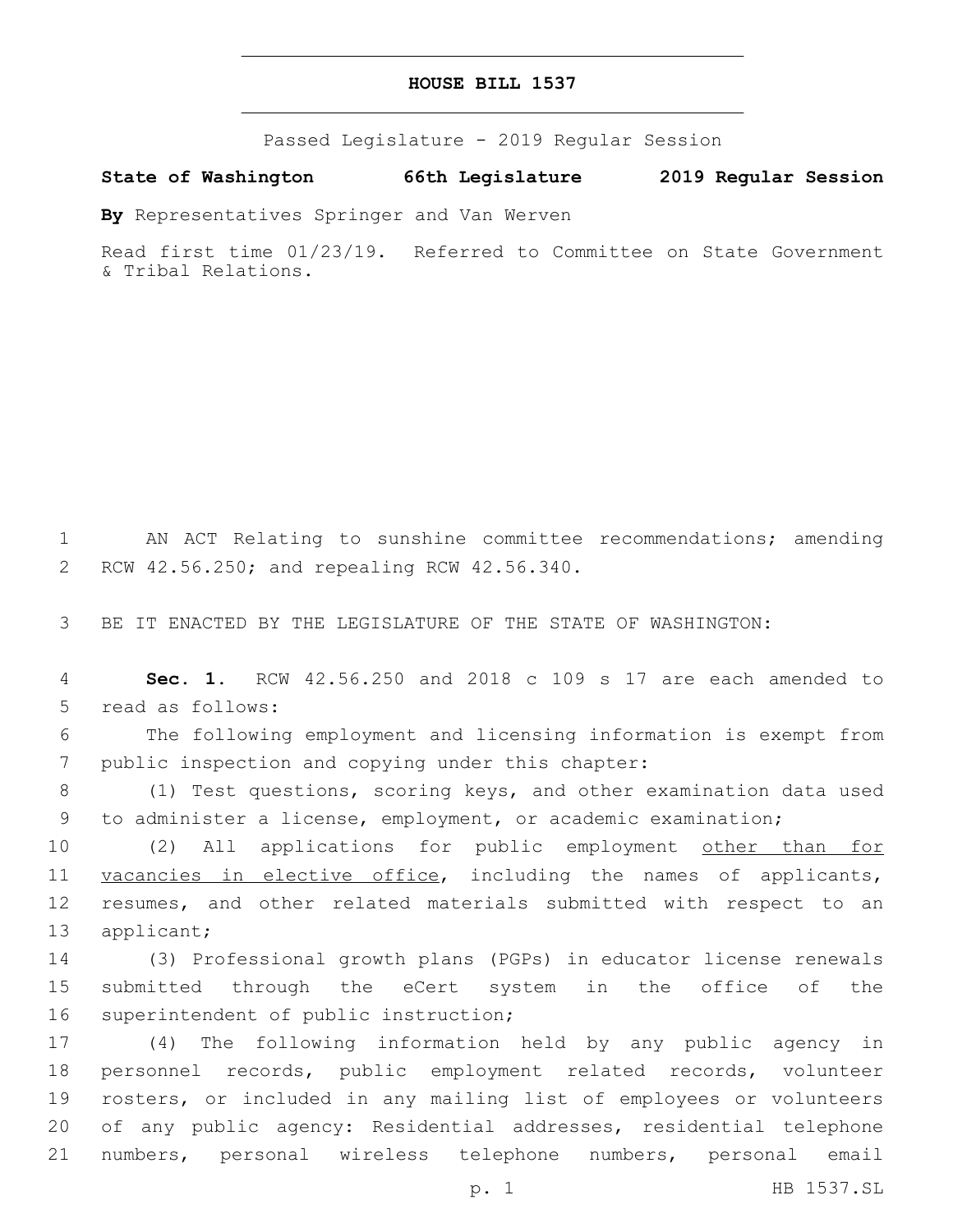# HOUSE BILL 1537

Passed Legislature - 2019 Regular Session

**State of Washington 66th Legislature 2019 Regular Session**

**By** Representatives Springer and Van Werven

Read first time 01/23/19. Referred to Committee on State Government & Tribal Relations.

1 AN ACT Relating to sunshine committee recommendations; amending
2 RCW 42.56.250; and repealing RCW 42.56.340.

3 BE IT ENACTED BY THE LEGISLATURE OF THE STATE OF WASHINGTON:

4 **Sec. 1.** RCW 42.56.250 and 2018 c 109 s 17 are each amended to
5 read as follows:

6 The following employment and licensing information is exempt from
7 public inspection and copying under this chapter:

8 (1) Test questions, scoring keys, and other examination data used
9 to administer a license, employment, or academic examination;

10 (2) All applications for public employment <u>other than for</u>
11 <u>vacancies in elective office</u>, including the names of applicants,
12 resumes, and other related materials submitted with respect to an
13 applicant;

14 (3) Professional growth plans (PGPs) in educator license renewals
15 submitted through the eCert system in the office of the
16 superintendent of public instruction;

17 (4) The following information held by any public agency in
18 personnel records, public employment related records, volunteer
19 rosters, or included in any mailing list of employees or volunteers
20 of any public agency: Residential addresses, residential telephone
21 numbers, personal wireless telephone numbers, personal email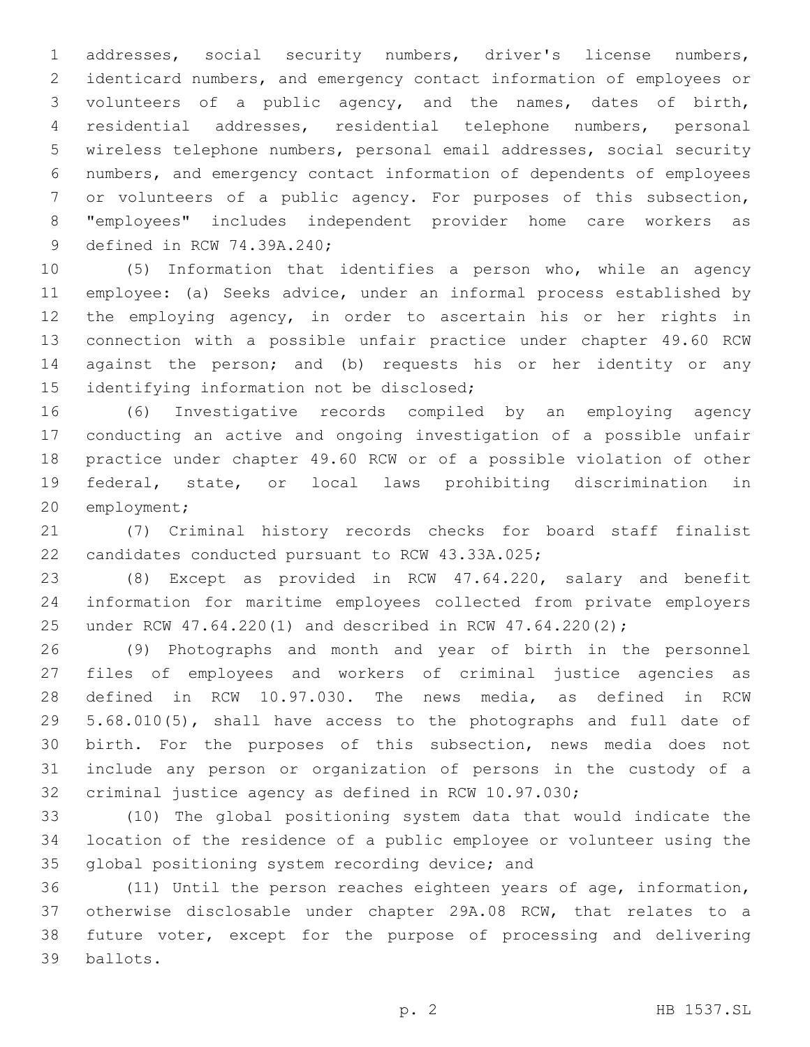addresses, social security numbers, driver's license numbers, identicard numbers, and emergency contact information of employees or volunteers of a public agency, and the names, dates of birth, residential addresses, residential telephone numbers, personal wireless telephone numbers, personal email addresses, social security numbers, and emergency contact information of dependents of employees or volunteers of a public agency. For purposes of this subsection, "employees" includes independent provider home care workers as defined in RCW 74.39A.240;

(5) Information that identifies a person who, while an agency employee: (a) Seeks advice, under an informal process established by the employing agency, in order to ascertain his or her rights in connection with a possible unfair practice under chapter 49.60 RCW against the person; and (b) requests his or her identity or any identifying information not be disclosed;

(6) Investigative records compiled by an employing agency conducting an active and ongoing investigation of a possible unfair practice under chapter 49.60 RCW or of a possible violation of other federal, state, or local laws prohibiting discrimination in employment;

(7) Criminal history records checks for board staff finalist candidates conducted pursuant to RCW 43.33A.025;

(8) Except as provided in RCW 47.64.220, salary and benefit information for maritime employees collected from private employers under RCW 47.64.220(1) and described in RCW 47.64.220(2);

(9) Photographs and month and year of birth in the personnel files of employees and workers of criminal justice agencies as defined in RCW 10.97.030. The news media, as defined in RCW 5.68.010(5), shall have access to the photographs and full date of birth. For the purposes of this subsection, news media does not include any person or organization of persons in the custody of a criminal justice agency as defined in RCW 10.97.030;

(10) The global positioning system data that would indicate the location of the residence of a public employee or volunteer using the global positioning system recording device; and

(11) Until the person reaches eighteen years of age, information, otherwise disclosable under chapter 29A.08 RCW, that relates to a future voter, except for the purpose of processing and delivering ballots.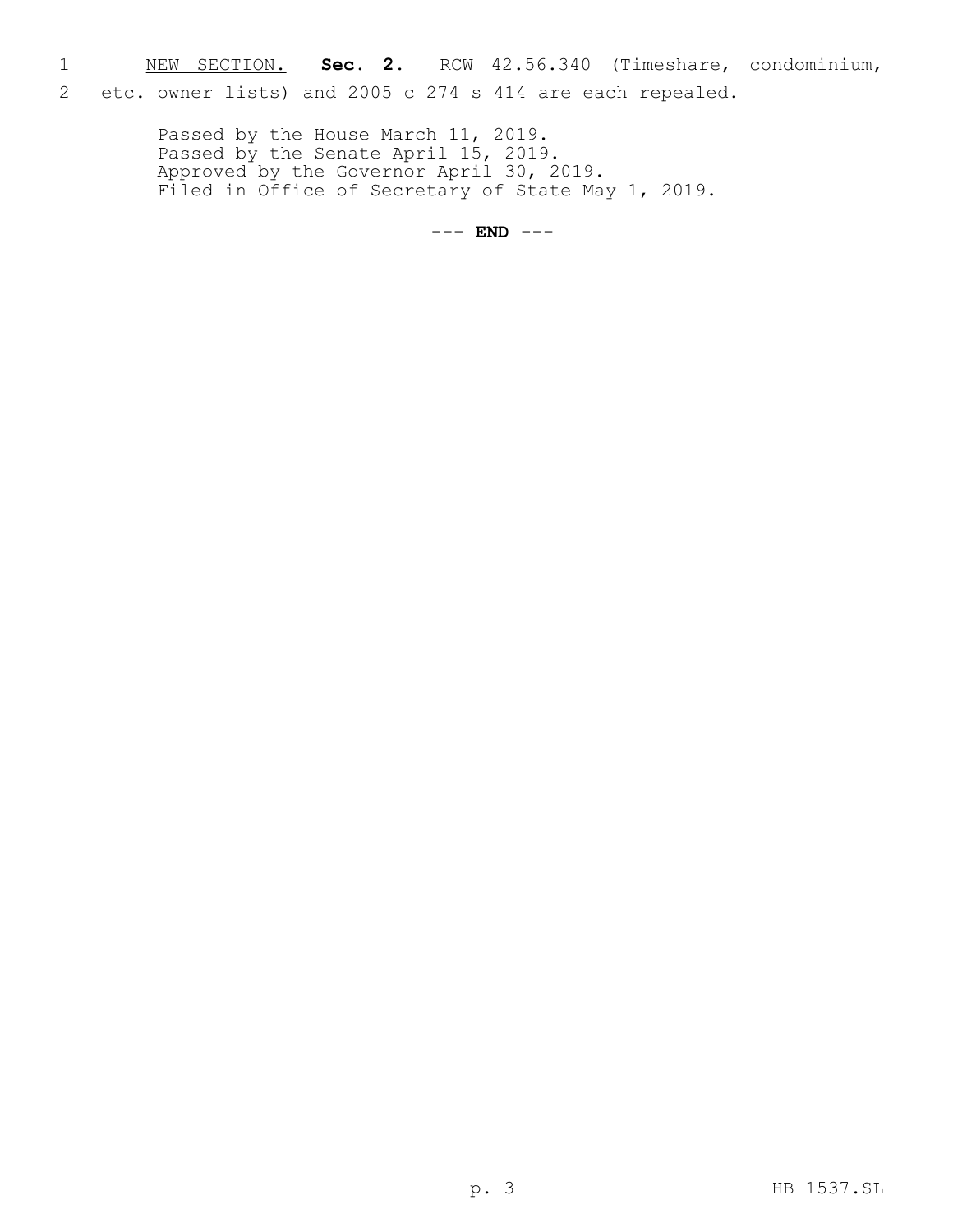NEW SECTION. **Sec. 2.** RCW 42.56.340 (Timeshare, condominium, etc. owner lists) and 2005 c 274 s 414 are each repealed.

Passed by the House March 11, 2019.
Passed by the Senate April 15, 2019.
Approved by the Governor April 30, 2019.
Filed in Office of Secretary of State May 1, 2019.

**--- END ---**